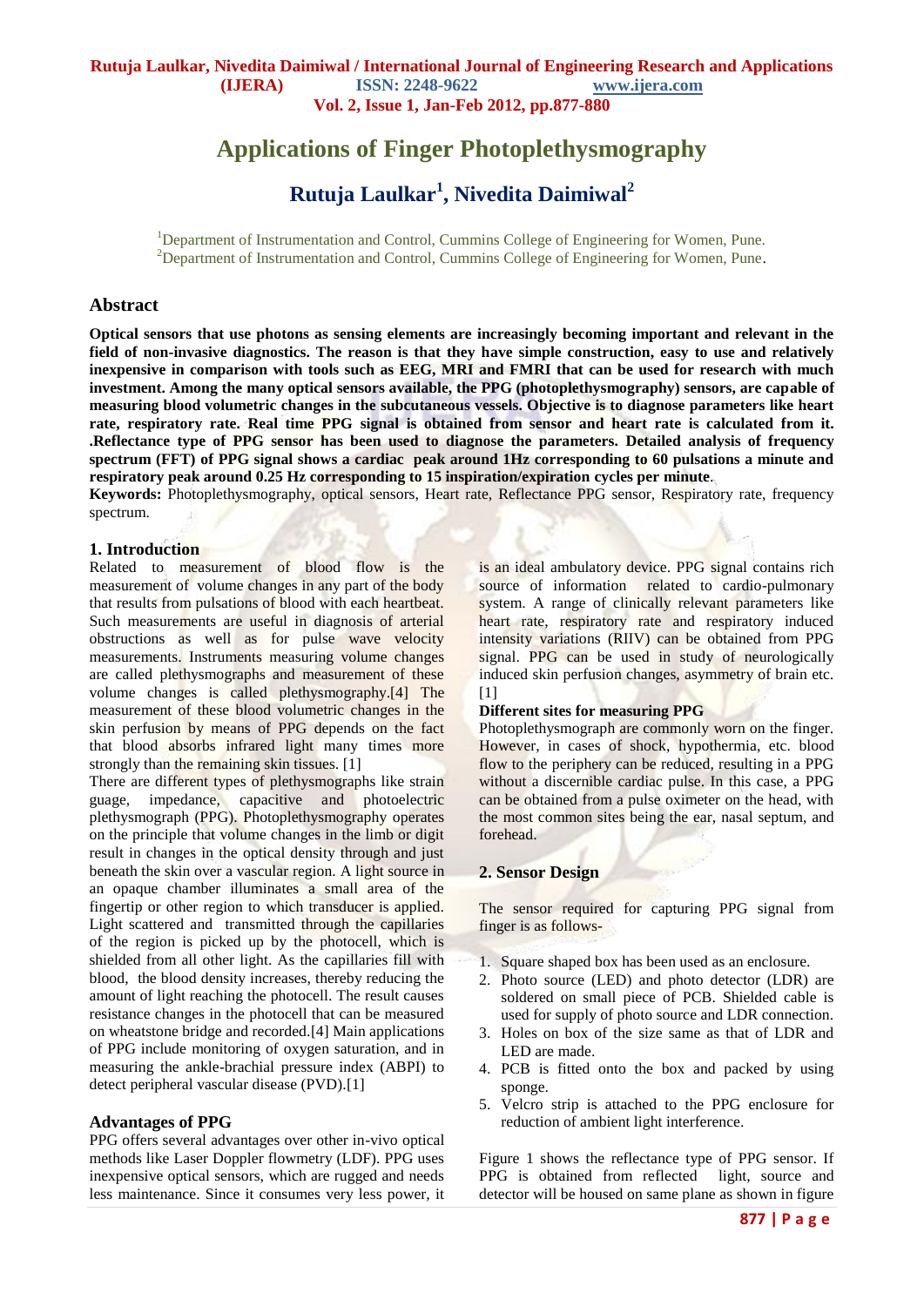# Applications of Finger Photoplethysmography

## Rutuja Laulkar[1], Nivedita Daimiwal[2]

[1]Department of Instrumentation and Control, Cummins College of Engineering for Women, Pune.
[2]Department of Instrumentation and Control, Cummins College of Engineering for Women, Pune.

## Abstract

**Optical sensors that use photons as sensing elements are increasingly becoming important and relevant in the field of non-invasive diagnostics. The reason is that they have simple construction, easy to use and relatively inexpensive in comparison with tools such as EEG, MRI and FMRI that can be used for research with much investment. Among the many optical sensors available, the PPG (photoplethysmography) sensors, are capable of measuring blood volumetric changes in the subcutaneous vessels. Objective is to diagnose parameters like heart rate, respiratory rate. Real time PPG signal is obtained from sensor and heart rate is calculated from it. .Reflectance type of PPG sensor has been used to diagnose the parameters. Detailed analysis of frequency spectrum (FFT) of PPG signal shows a cardiac peak around 1Hz corresponding to 60 pulsations a minute and respiratory peak around 0.25 Hz corresponding to 15 inspiration/expiration cycles per minute.**

**Keywords:** Photoplethysmography, optical sensors, Heart rate, Reflectance PPG sensor, Respiratory rate, frequency spectrum.

## 1. Introduction

Related to measurement of blood flow is the measurement of volume changes in any part of the body that results from pulsations of blood with each heartbeat. Such measurements are useful in diagnosis of arterial obstructions as well as for pulse wave velocity measurements. Instruments measuring volume changes are called plethysmographs and measurement of these volume changes is called plethysmography.[4] The measurement of these blood volumetric changes in the skin perfusion by means of PPG depends on the fact that blood absorbs infrared light many times more strongly than the remaining skin tissues. [1]

There are different types of plethysmographs like strain guage, impedance, capacitive and photoelectric plethysmograph (PPG). Photoplethysmography operates on the principle that volume changes in the limb or digit result in changes in the optical density through and just beneath the skin over a vascular region. A light source in an opaque chamber illuminates a small area of the fingertip or other region to which transducer is applied. Light scattered and transmitted through the capillaries of the region is picked up by the photocell, which is shielded from all other light. As the capillaries fill with blood, the blood density increases, thereby reducing the amount of light reaching the photocell. The result causes resistance changes in the photocell that can be measured on wheatstone bridge and recorded.[4] Main applications of PPG include monitoring of oxygen saturation, and in measuring the ankle-brachial pressure index (ABPI) to detect peripheral vascular disease (PVD).[1]

### Advantages of PPG

PPG offers several advantages over other in-vivo optical methods like Laser Doppler flowmetry (LDF). PPG uses inexpensive optical sensors, which are rugged and needs less maintenance. Since it consumes very less power, it is an ideal ambulatory device. PPG signal contains rich source of information related to cardio-pulmonary system. A range of clinically relevant parameters like heart rate, respiratory rate and respiratory induced intensity variations (RIIV) can be obtained from PPG signal. PPG can be used in study of neurologically induced skin perfusion changes, asymmetry of brain etc. [1]

### Different sites for measuring PPG

Photoplethysmograph are commonly worn on the finger. However, in cases of shock, hypothermia, etc. blood flow to the periphery can be reduced, resulting in a PPG without a discernible cardiac pulse. In this case, a PPG can be obtained from a pulse oximeter on the head, with the most common sites being the ear, nasal septum, and forehead.

## 2. Sensor Design

The sensor required for capturing PPG signal from finger is as follows-

1. Square shaped box has been used as an enclosure.
2. Photo source (LED) and photo detector (LDR) are soldered on small piece of PCB. Shielded cable is used for supply of photo source and LDR connection.
3. Holes on box of the size same as that of LDR and LED are made.
4. PCB is fitted onto the box and packed by using sponge.
5. Velcro strip is attached to the PPG enclosure for reduction of ambient light interference.

Figure 1 shows the reflectance type of PPG sensor. If PPG is obtained from reflected light, source and detector will be housed on same plane as shown in figure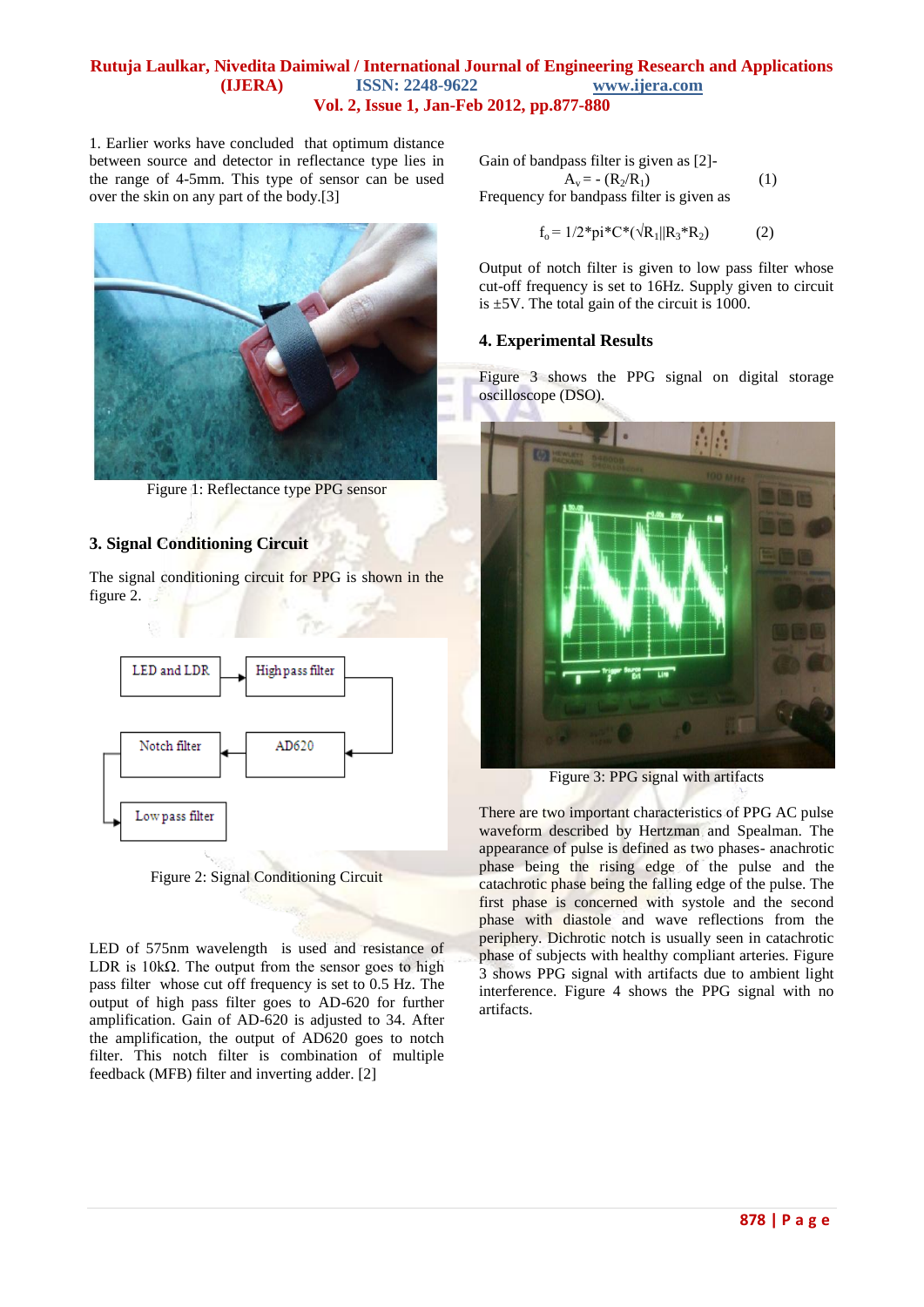1. Earlier works have concluded that optimum distance between source and detector in reflectance type lies in the range of 4-5mm. This type of sensor can be used over the skin on any part of the body.[3]

Figure 1: Reflectance type PPG sensor

## 3. Signal Conditioning Circuit

The signal conditioning circuit for PPG is shown in the figure 2.

Figure 2: Signal Conditioning Circuit

LED of 575nm wavelength is used and resistance of LDR is 10kΩ. The output from the sensor goes to high pass filter whose cut off frequency is set to 0.5 Hz. The output of high pass filter goes to AD-620 for further amplification. Gain of AD-620 is adjusted to 34. After the amplification, the output of AD620 goes to notch filter. This notch filter is combination of multiple feedback (MFB) filter and inverting adder. [2]

Gain of bandpass filter is given as [2]-

$$A_v = - (R_2/R_1) \quad (1)$$

Frequency for bandpass filter is given as

$$f_o = 1/2*pi*C*(\sqrt{R_1||R_3*R_2}) \quad (2)$$

Output of notch filter is given to low pass filter whose cut-off frequency is set to 16Hz. Supply given to circuit is ±5V. The total gain of the circuit is 1000.

## 4. Experimental Results

Figure 3 shows the PPG signal on digital storage oscilloscope (DSO).

Figure 3: PPG signal with artifacts

There are two important characteristics of PPG AC pulse waveform described by Hertzman and Spealman. The appearance of pulse is defined as two phases- anachrotic phase being the rising edge of the pulse and the catachrotic phase being the falling edge of the pulse. The first phase is concerned with systole and the second phase with diastole and wave reflections from the periphery. Dichrotic notch is usually seen in catachrotic phase of subjects with healthy compliant arteries. Figure 3 shows PPG signal with artifacts due to ambient light interference. Figure 4 shows the PPG signal with no artifacts.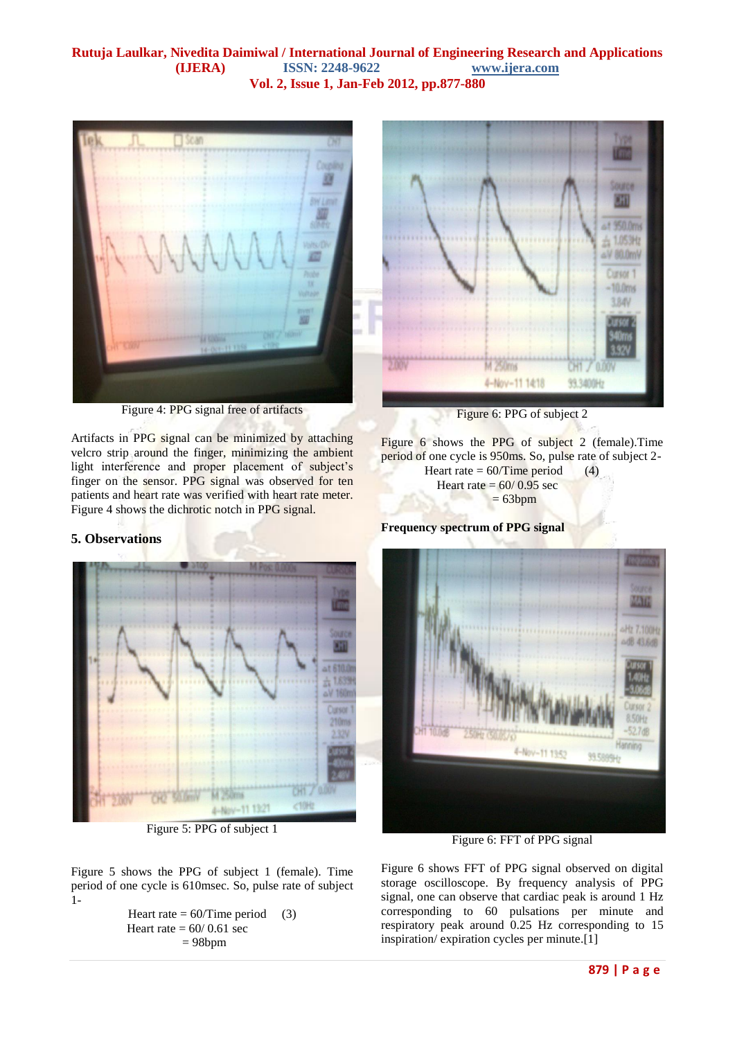Figure 4: PPG signal free of artifacts

Artifacts in PPG signal can be minimized by attaching velcro strip around the finger, minimizing the ambient light interference and proper placement of subject's finger on the sensor. PPG signal was observed for ten patients and heart rate was verified with heart rate meter. Figure 4 shows the dichrotic notch in PPG signal.

## 5. Observations

Figure 5: PPG of subject 1

Figure 5 shows the PPG of subject 1 (female). Time period of one cycle is 610msec. So, pulse rate of subject 1-

$$\text{Heart rate} = 60/\text{Time period} \quad (3)$$

$$\text{Heart rate} = 60/\ 0.61\ \text{sec}$$

$$= 98\text{bpm}$$

Figure 6: PPG of subject 2

Figure 6 shows the PPG of subject 2 (female).Time period of one cycle is 950ms. So, pulse rate of subject 2-

$$\text{Heart rate} = 60/\text{Time period} \quad (4)$$

$$\text{Heart rate} = 60/\ 0.95\ \text{sec}$$

$$= 63\text{bpm}$$

**Frequency spectrum of PPG signal**

Figure 6: FFT of PPG signal

Figure 6 shows FFT of PPG signal observed on digital storage oscilloscope. By frequency analysis of PPG signal, one can observe that cardiac peak is around 1 Hz corresponding to 60 pulsations per minute and respiratory peak around 0.25 Hz corresponding to 15 inspiration/ expiration cycles per minute.[1]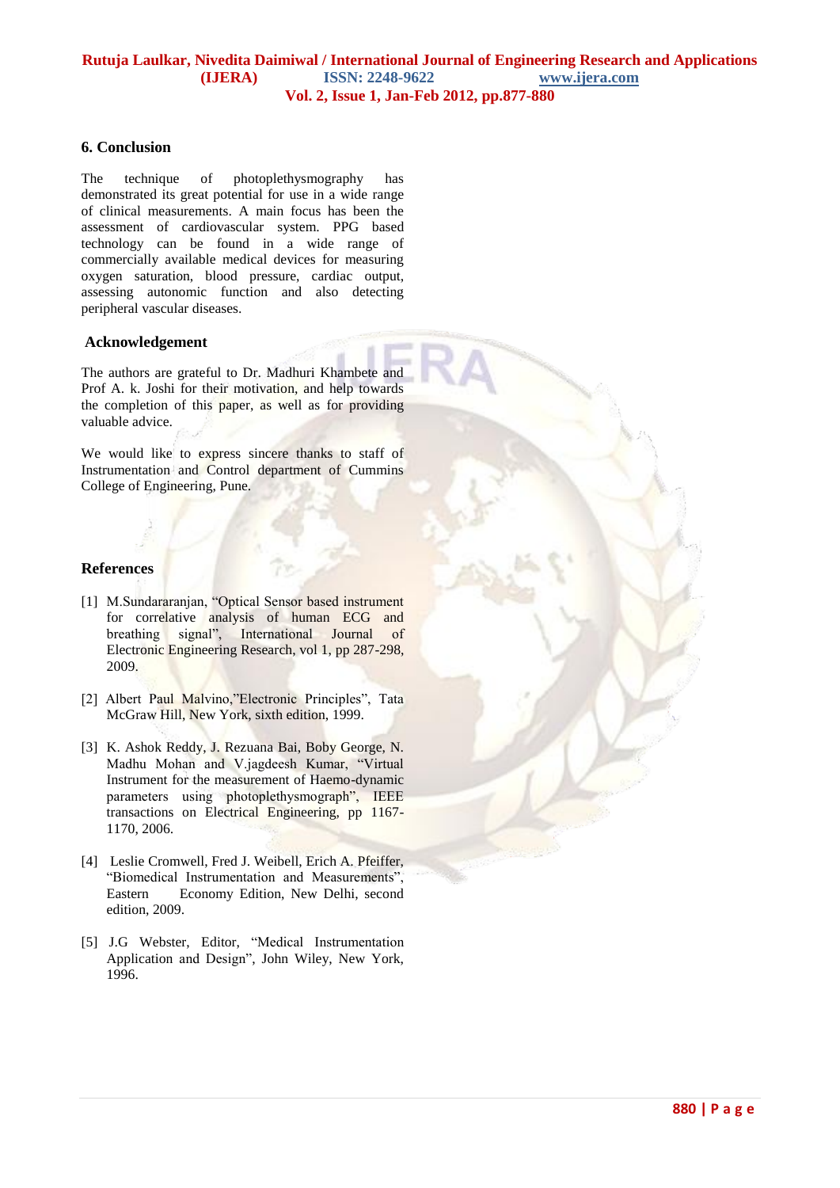## 6. Conclusion

The technique of photoplethysmography has demonstrated its great potential for use in a wide range of clinical measurements. A main focus has been the assessment of cardiovascular system. PPG based technology can be found in a wide range of commercially available medical devices for measuring oxygen saturation, blood pressure, cardiac output, assessing autonomic function and also detecting peripheral vascular diseases.

## Acknowledgement

The authors are grateful to Dr. Madhuri Khambete and Prof A. k. Joshi for their motivation, and help towards the completion of this paper, as well as for providing valuable advice.

We would like to express sincere thanks to staff of Instrumentation and Control department of Cummins College of Engineering, Pune.

## References

[1] M.Sundararanjan, "Optical Sensor based instrument for correlative analysis of human ECG and breathing signal", International Journal of Electronic Engineering Research, vol 1, pp 287-298, 2009.

[2] Albert Paul Malvino,"Electronic Principles", Tata McGraw Hill, New York, sixth edition, 1999.

[3] K. Ashok Reddy, J. Rezuana Bai, Boby George, N. Madhu Mohan and V.jagdeesh Kumar, "Virtual Instrument for the measurement of Haemo-dynamic parameters using photoplethysmograph", IEEE transactions on Electrical Engineering, pp 1167-1170, 2006.

[4] Leslie Cromwell, Fred J. Weibell, Erich A. Pfeiffer, "Biomedical Instrumentation and Measurements", Eastern Economy Edition, New Delhi, second edition, 2009.

[5] J.G Webster, Editor, "Medical Instrumentation Application and Design", John Wiley, New York, 1996.